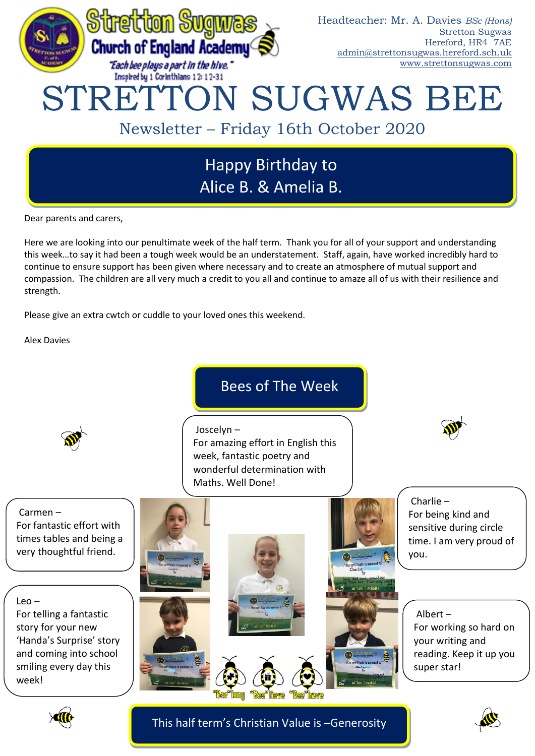Stretton Sugwas Church of England Academy

*"Each bee plays a part in the hive."*
Inspired by 1 Corinthians 12: 12-31

Headteacher: Mr. A. Davies *BSc (Hons)*
Stretton Sugwas
Hereford, HR4 7AE
admin@strettonsugwas.hereford.sch.uk
www.strettonsugwas.com

# STRETTON SUGWAS BEE

## Newsletter – Friday 16th October 2020

### Happy Birthday to Alice B. & Amelia B.

Dear parents and carers,

Here we are looking into our penultimate week of the half term. Thank you for all of your support and understanding this week…to say it had been a tough week would be an understatement. Staff, again, have worked incredibly hard to continue to ensure support has been given where necessary and to create an atmosphere of mutual support and compassion. The children are all very much a credit to you all and continue to amaze all of us with their resilience and strength.

Please give an extra cwtch or cuddle to your loved ones this weekend.

Alex Davies

## Bees of The Week

Joscelyn – For amazing effort in English this week, fantastic poetry and wonderful determination with Maths. Well Done!

Carmen – For fantastic effort with times tables and being a very thoughtful friend.

Charlie – For being kind and sensitive during circle time. I am very proud of you.

Leo – For telling a fantastic story for your new 'Handa's Surprise' story and coming into school smiling every day this week!

Albert – For working so hard on your writing and reading. Keep it up you super star!

"Bee"long "Bee"lieve "Bee"have

This half term's Christian Value is –Generosity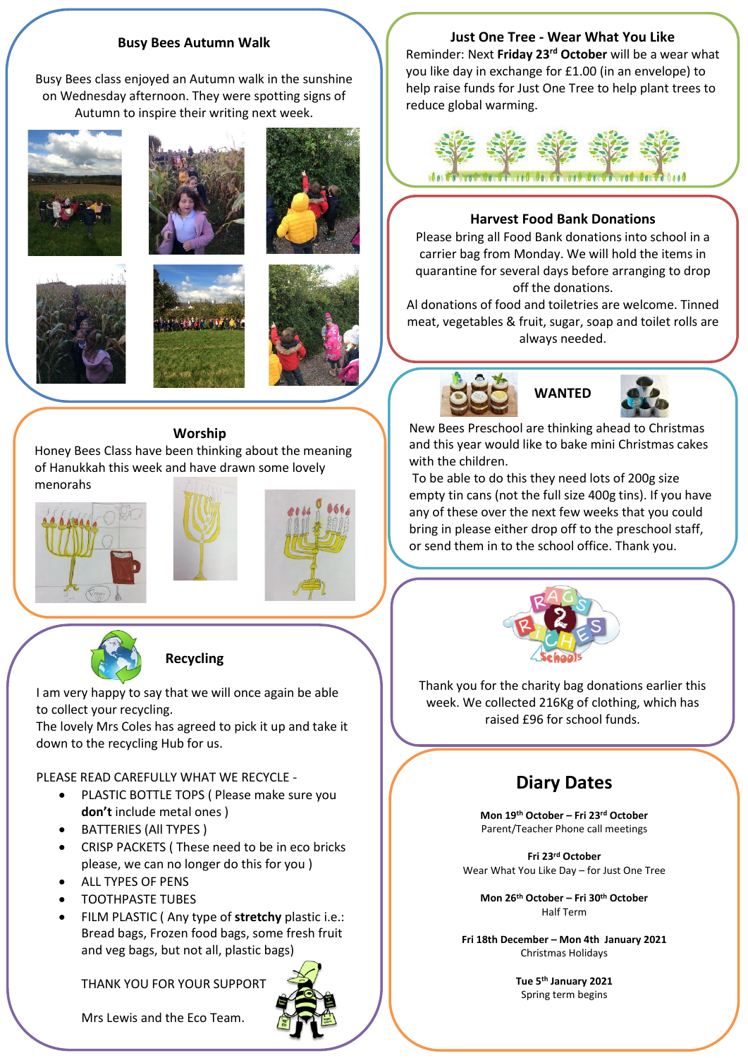## Busy Bees Autumn Walk

Busy Bees class enjoyed an Autumn walk in the sunshine on Wednesday afternoon. They were spotting signs of Autumn to inspire their writing next week.

## Worship

Honey Bees Class have been thinking about the meaning of Hanukkah this week and have drawn some lovely menorahs

## Recycling

I am very happy to say that we will once again be able to collect your recycling.
The lovely Mrs Coles has agreed to pick it up and take it down to the recycling Hub for us.

PLEASE READ CAREFULLY WHAT WE RECYCLE -

- PLASTIC BOTTLE TOPS ( Please make sure you **don't** include metal ones )
- BATTERIES (All TYPES )
- CRISP PACKETS ( These need to be in eco bricks please, we can no longer do this for you )
- ALL TYPES OF PENS
- TOOTHPASTE TUBES
- FILM PLASTIC ( Any type of **stretchy** plastic i.e.: Bread bags, Frozen food bags, some fresh fruit and veg bags, but not all, plastic bags)

THANK YOU FOR YOUR SUPPORT

Mrs Lewis and the Eco Team.

## Just One Tree - Wear What You Like

Reminder: Next **Friday 23rd October** will be a wear what you like day in exchange for £1.00 (in an envelope) to help raise funds for Just One Tree to help plant trees to reduce global warming.

## Harvest Food Bank Donations

Please bring all Food Bank donations into school in a carrier bag from Monday. We will hold the items in quarantine for several days before arranging to drop off the donations.
Al donations of food and toiletries are welcome. Tinned meat, vegetables & fruit, sugar, soap and toilet rolls are always needed.

## WANTED

New Bees Preschool are thinking ahead to Christmas and this year would like to bake mini Christmas cakes with the children.
To be able to do this they need lots of 200g size empty tin cans (not the full size 400g tins). If you have any of these over the next few weeks that you could bring in please either drop off to the preschool staff, or send them in to the school office. Thank you.

## Rags 2 Riches Schools

Thank you for the charity bag donations earlier this week. We collected 216Kg of clothing, which has raised £96 for school funds.

## Diary Dates

**Mon 19th October – Fri 23rd October**
Parent/Teacher Phone call meetings

**Fri 23rd October**
Wear What You Like Day – for Just One Tree

**Mon 26th October – Fri 30th October**
Half Term

**Fri 18th December – Mon 4th January 2021**
Christmas Holidays

**Tue 5th January 2021**
Spring term begins